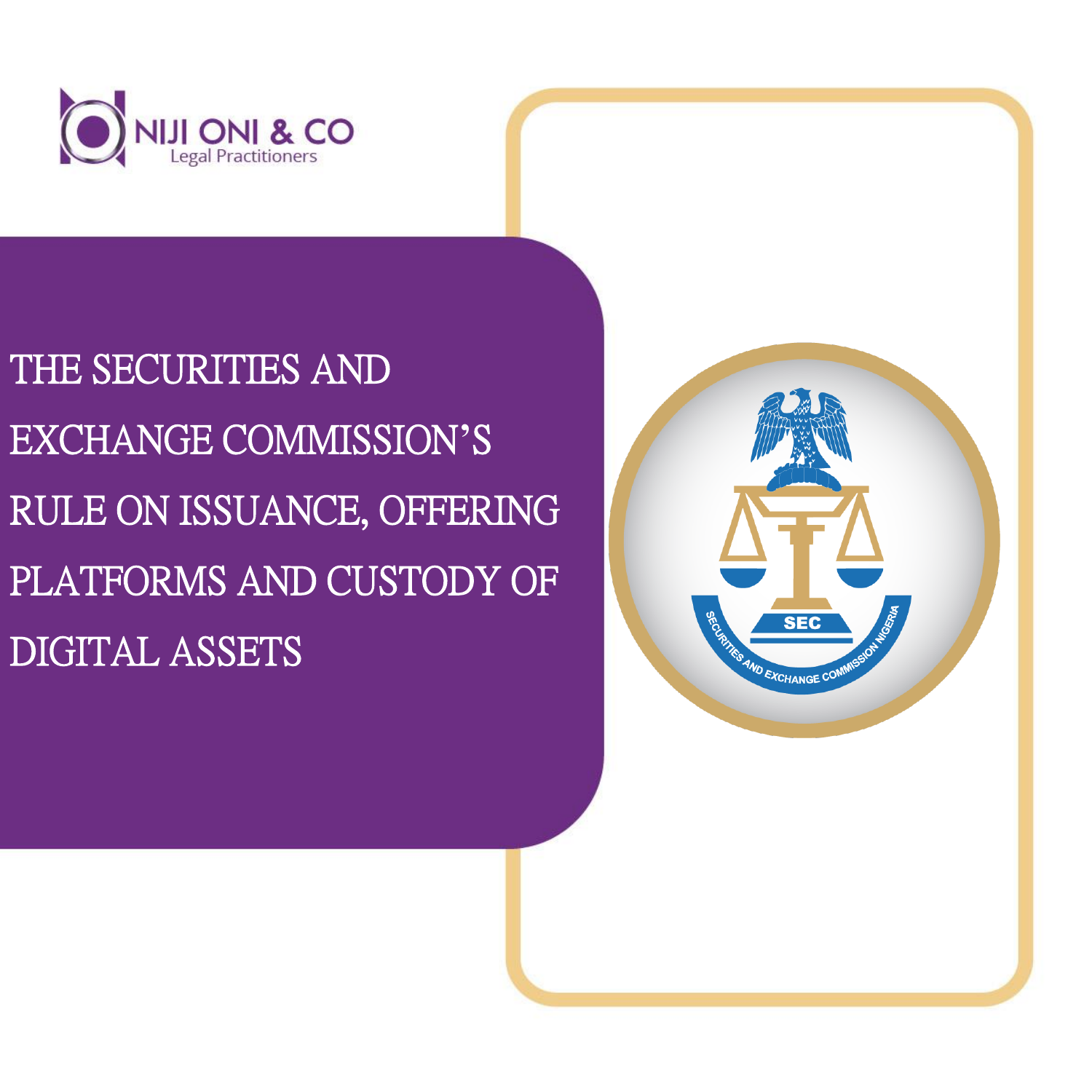NIJI ONI & CO
Legal Practitioners

# THE SECURITIES AND EXCHANGE COMMISSION'S RULE ON ISSUANCE, OFFERING PLATFORMS AND CUSTODY OF DIGITAL ASSETS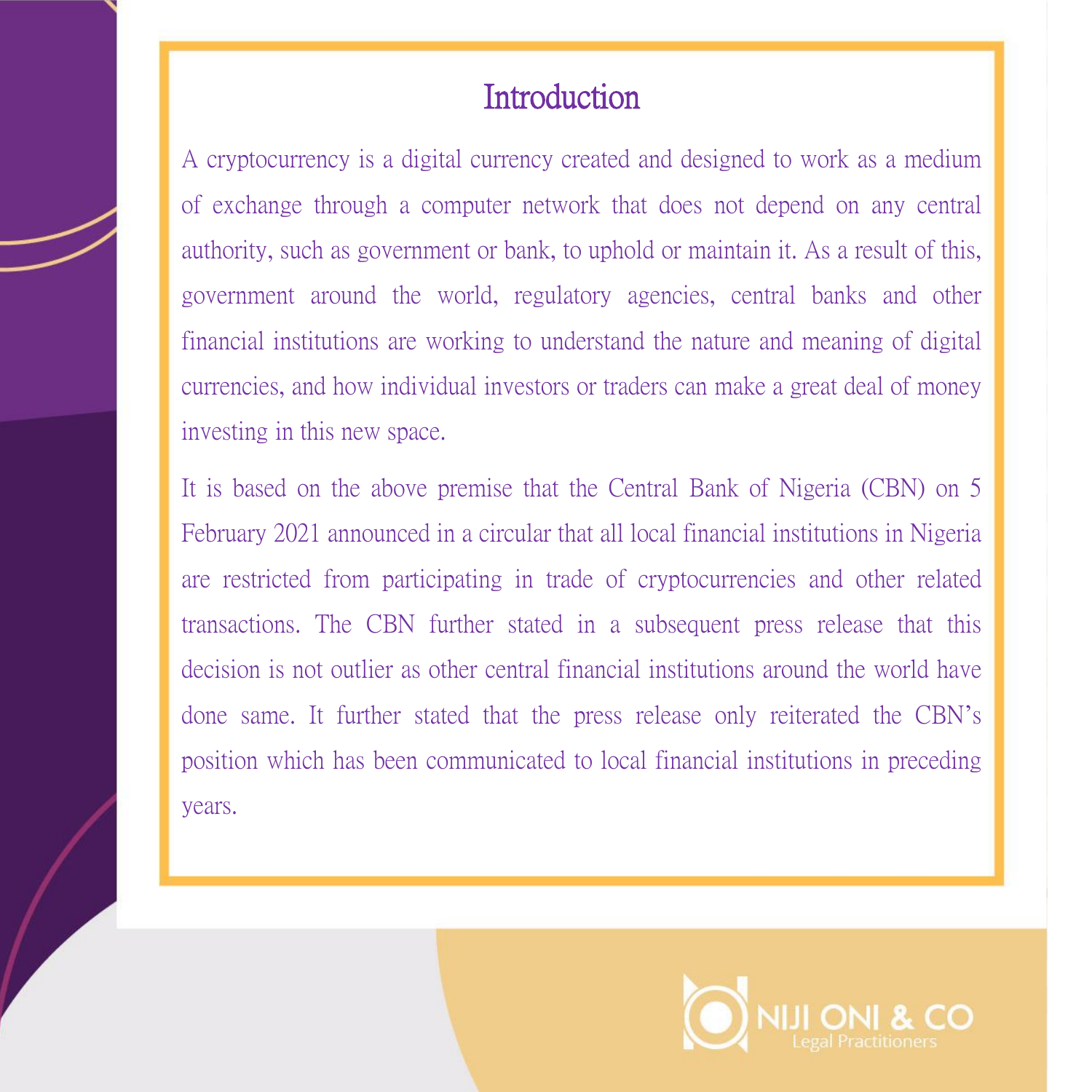# Introduction

A cryptocurrency is a digital currency created and designed to work as a medium of exchange through a computer network that does not depend on any central authority, such as government or bank, to uphold or maintain it. As a result of this, government around the world, regulatory agencies, central banks and other financial institutions are working to understand the nature and meaning of digital currencies, and how individual investors or traders can make a great deal of money investing in this new space.

It is based on the above premise that the Central Bank of Nigeria (CBN) on 5 February 2021 announced in a circular that all local financial institutions in Nigeria are restricted from participating in trade of cryptocurrencies and other related transactions. The CBN further stated in a subsequent press release that this decision is not outlier as other central financial institutions around the world have done same. It further stated that the press release only reiterated the CBN's position which has been communicated to local financial institutions in preceding years.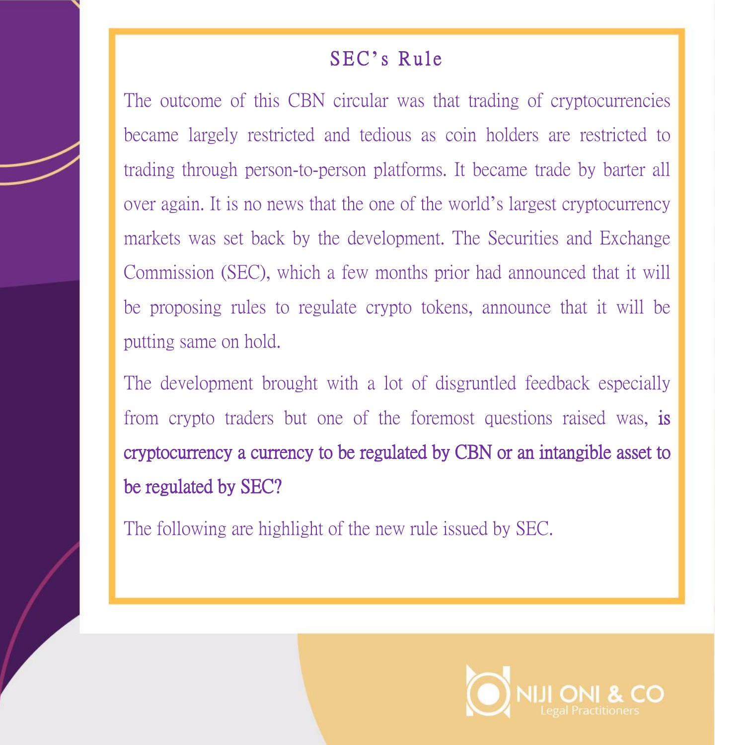## SEC's Rule

The outcome of this CBN circular was that trading of cryptocurrencies became largely restricted and tedious as coin holders are restricted to trading through person-to-person platforms. It became trade by barter all over again. It is no news that the one of the world's largest cryptocurrency markets was set back by the development. The Securities and Exchange Commission (SEC), which a few months prior had announced that it will be proposing rules to regulate crypto tokens, announce that it will be putting same on hold.

The development brought with a lot of disgruntled feedback especially from crypto traders but one of the foremost questions raised was, **is cryptocurrency a currency to be regulated by CBN or an intangible asset to be regulated by SEC?**

The following are highlight of the new rule issued by SEC.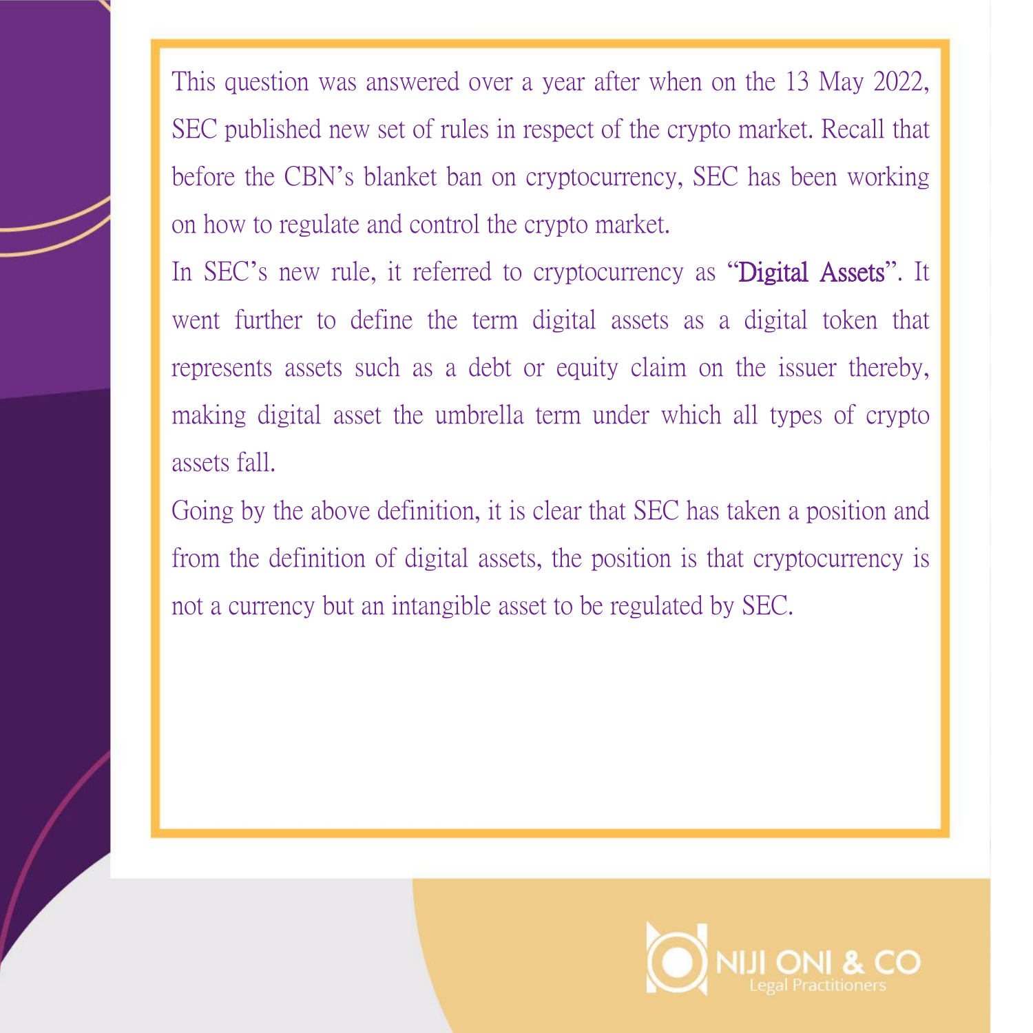This question was answered over a year after when on the 13 May 2022, SEC published new set of rules in respect of the crypto market. Recall that before the CBN's blanket ban on cryptocurrency, SEC has been working on how to regulate and control the crypto market.

In SEC's new rule, it referred to cryptocurrency as "Digital Assets". It went further to define the term digital assets as a digital token that represents assets such as a debt or equity claim on the issuer thereby, making digital asset the umbrella term under which all types of crypto assets fall.

Going by the above definition, it is clear that SEC has taken a position and from the definition of digital assets, the position is that cryptocurrency is not a currency but an intangible asset to be regulated by SEC.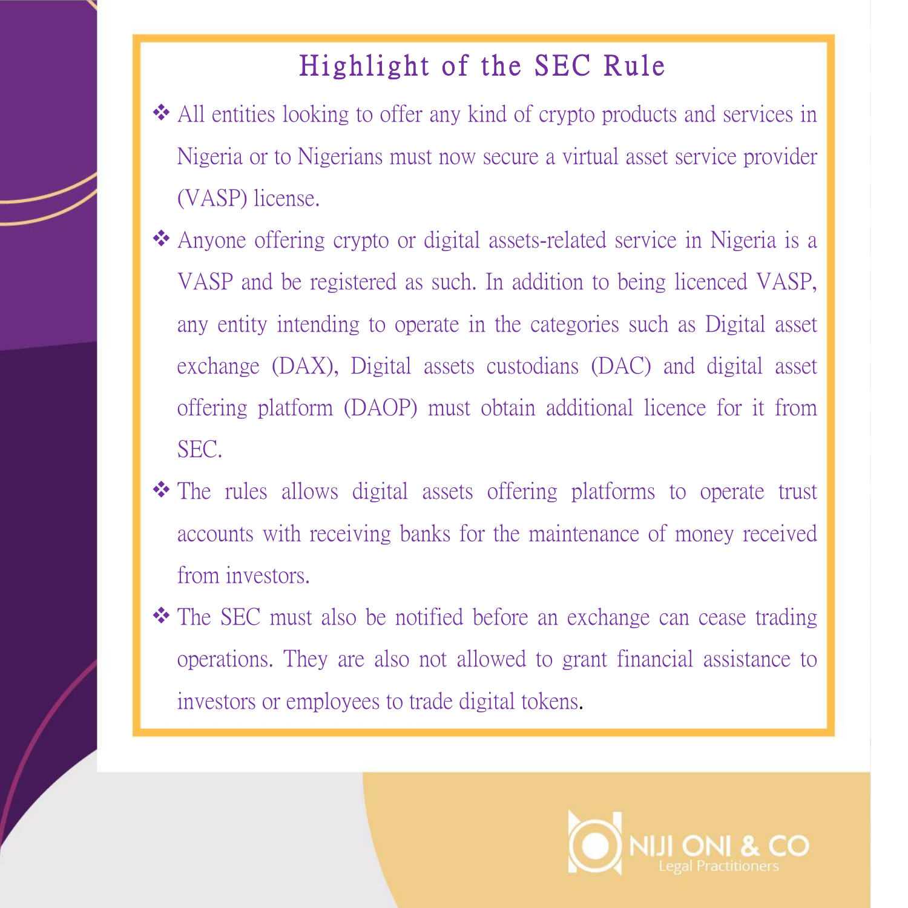# Highlight of the SEC Rule

- All entities looking to offer any kind of crypto products and services in Nigeria or to Nigerians must now secure a virtual asset service provider (VASP) license.
- Anyone offering crypto or digital assets-related service in Nigeria is a VASP and be registered as such. In addition to being licenced VASP, any entity intending to operate in the categories such as Digital asset exchange (DAX), Digital assets custodians (DAC) and digital asset offering platform (DAOP) must obtain additional licence for it from SEC.
- The rules allows digital assets offering platforms to operate trust accounts with receiving banks for the maintenance of money received from investors.
- The SEC must also be notified before an exchange can cease trading operations. They are also not allowed to grant financial assistance to investors or employees to trade digital tokens.

NIJI ONI & CO
Legal Practitioners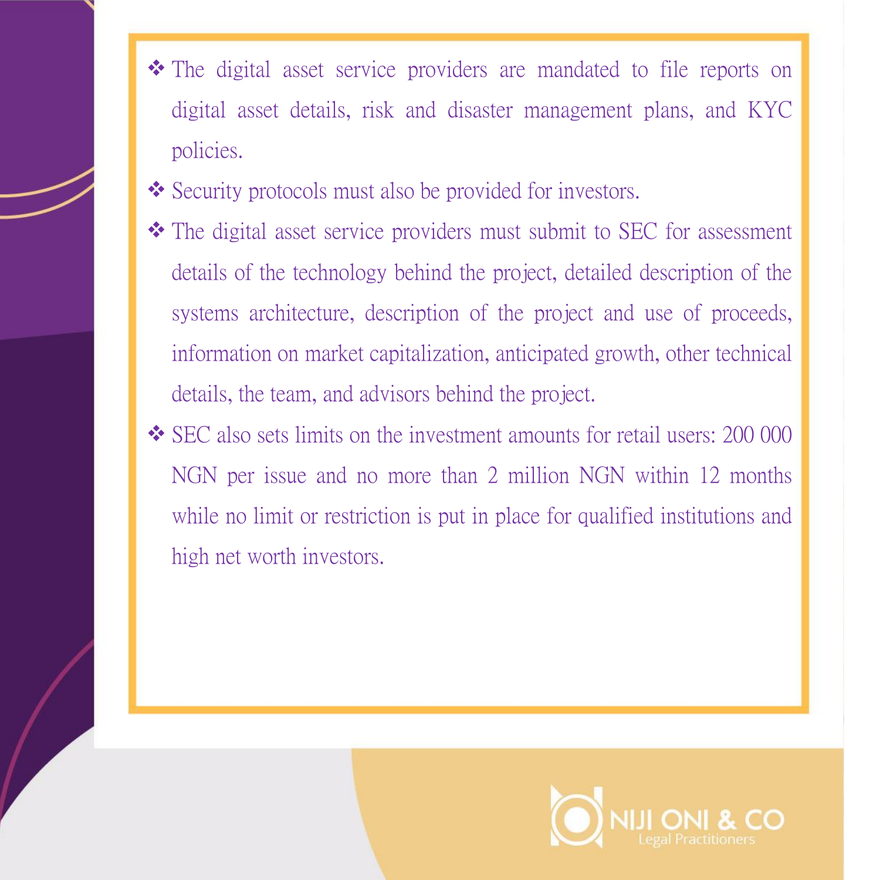- The digital asset service providers are mandated to file reports on digital asset details, risk and disaster management plans, and KYC policies.
- Security protocols must also be provided for investors.
- The digital asset service providers must submit to SEC for assessment details of the technology behind the project, detailed description of the systems architecture, description of the project and use of proceeds, information on market capitalization, anticipated growth, other technical details, the team, and advisors behind the project.
- SEC also sets limits on the investment amounts for retail users: 200 000 NGN per issue and no more than 2 million NGN within 12 months while no limit or restriction is put in place for qualified institutions and high net worth investors.

NIJI ONI & CO
Legal Practitioners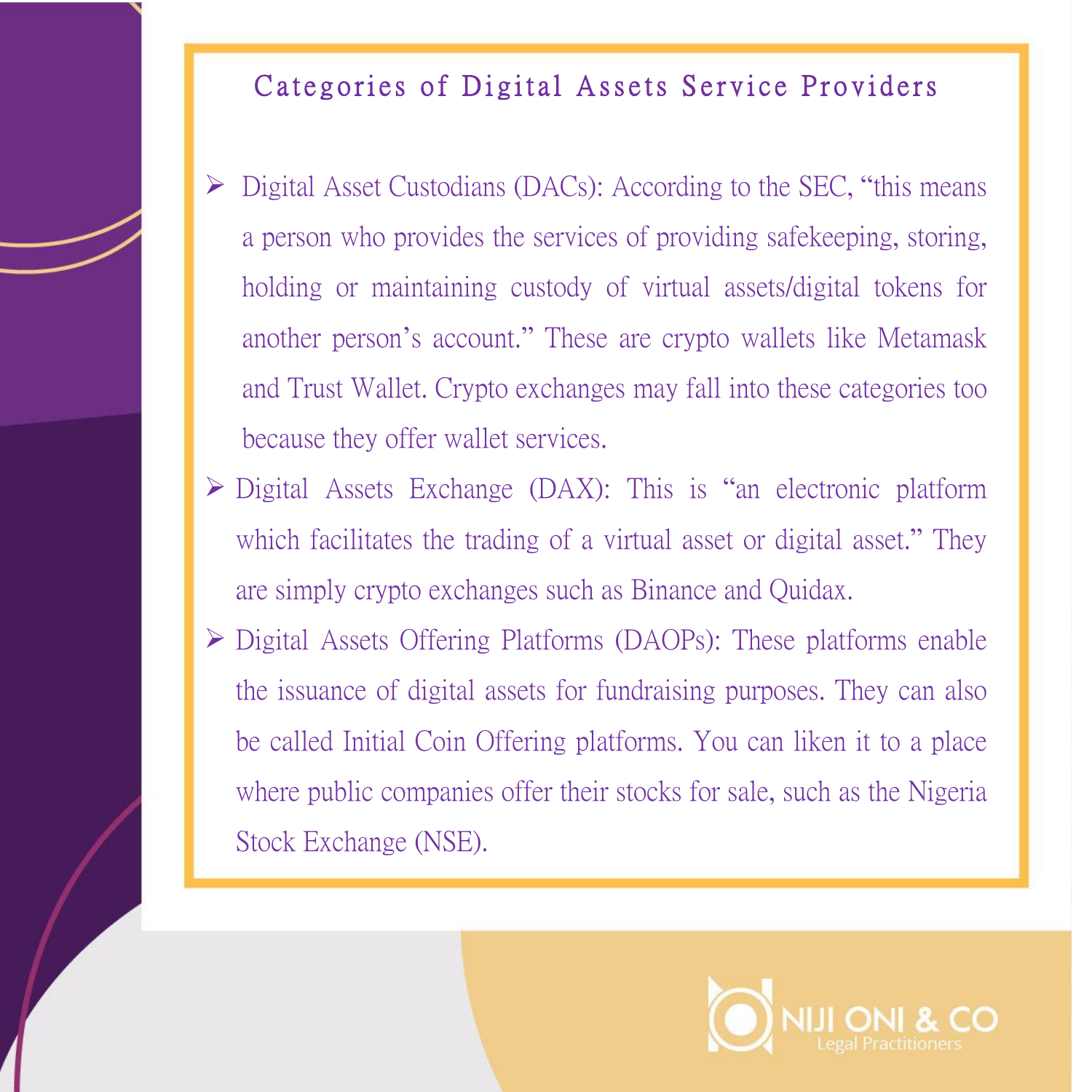## Categories of Digital Assets Service Providers

- Digital Asset Custodians (DACs): According to the SEC, "this means a person who provides the services of providing safekeeping, storing, holding or maintaining custody of virtual assets/digital tokens for another person's account." These are crypto wallets like Metamask and Trust Wallet. Crypto exchanges may fall into these categories too because they offer wallet services.
- Digital Assets Exchange (DAX): This is "an electronic platform which facilitates the trading of a virtual asset or digital asset." They are simply crypto exchanges such as Binance and Quidax.
- Digital Assets Offering Platforms (DAOPs): These platforms enable the issuance of digital assets for fundraising purposes. They can also be called Initial Coin Offering platforms. You can liken it to a place where public companies offer their stocks for sale, such as the Nigeria Stock Exchange (NSE).

NIJI ONI & CO
Legal Practitioners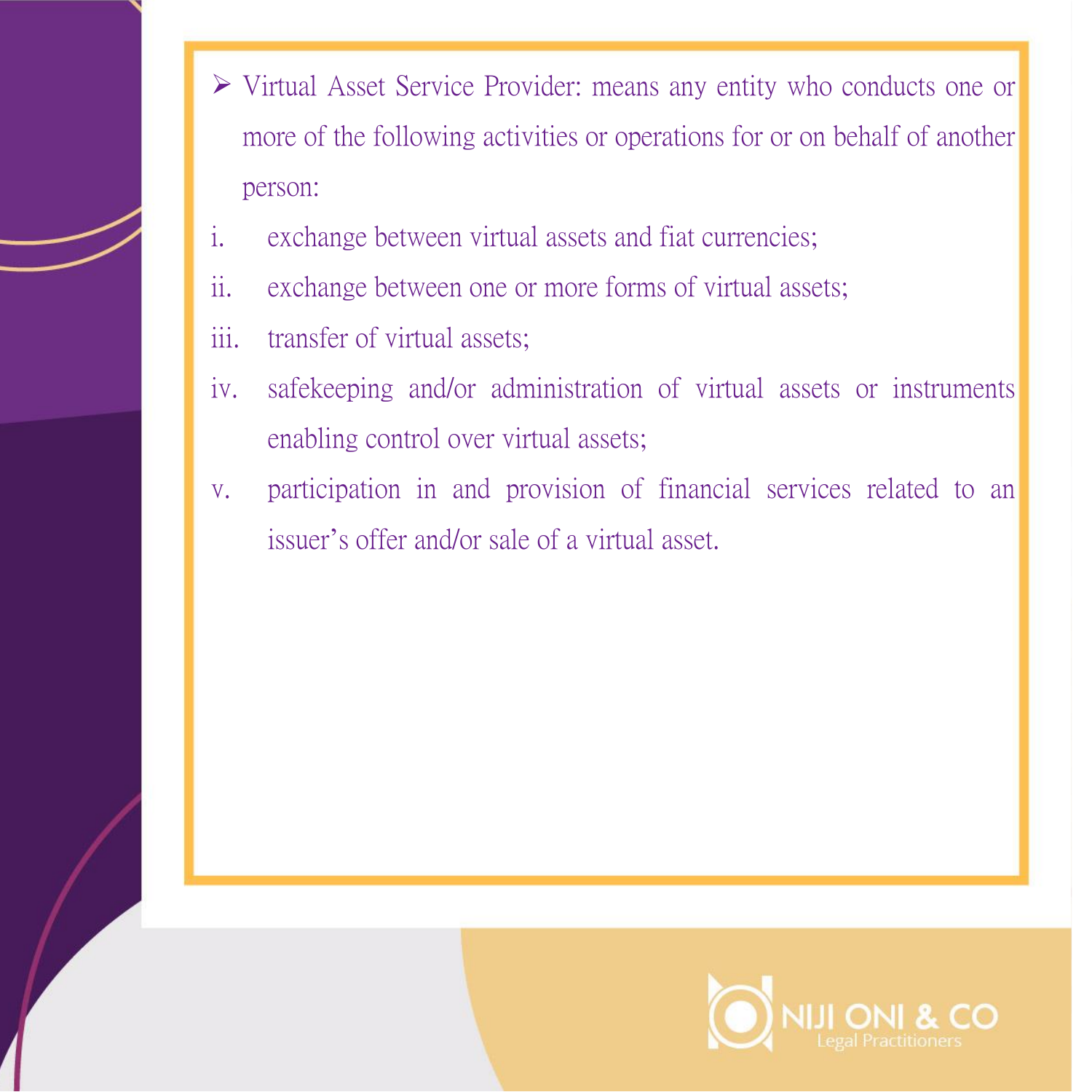- Virtual Asset Service Provider: means any entity who conducts one or more of the following activities or operations for or on behalf of another person:

  i. exchange between virtual assets and fiat currencies;

  ii. exchange between one or more forms of virtual assets;

  iii. transfer of virtual assets;

  iv. safekeeping and/or administration of virtual assets or instruments enabling control over virtual assets;

  v. participation in and provision of financial services related to an issuer's offer and/or sale of a virtual asset.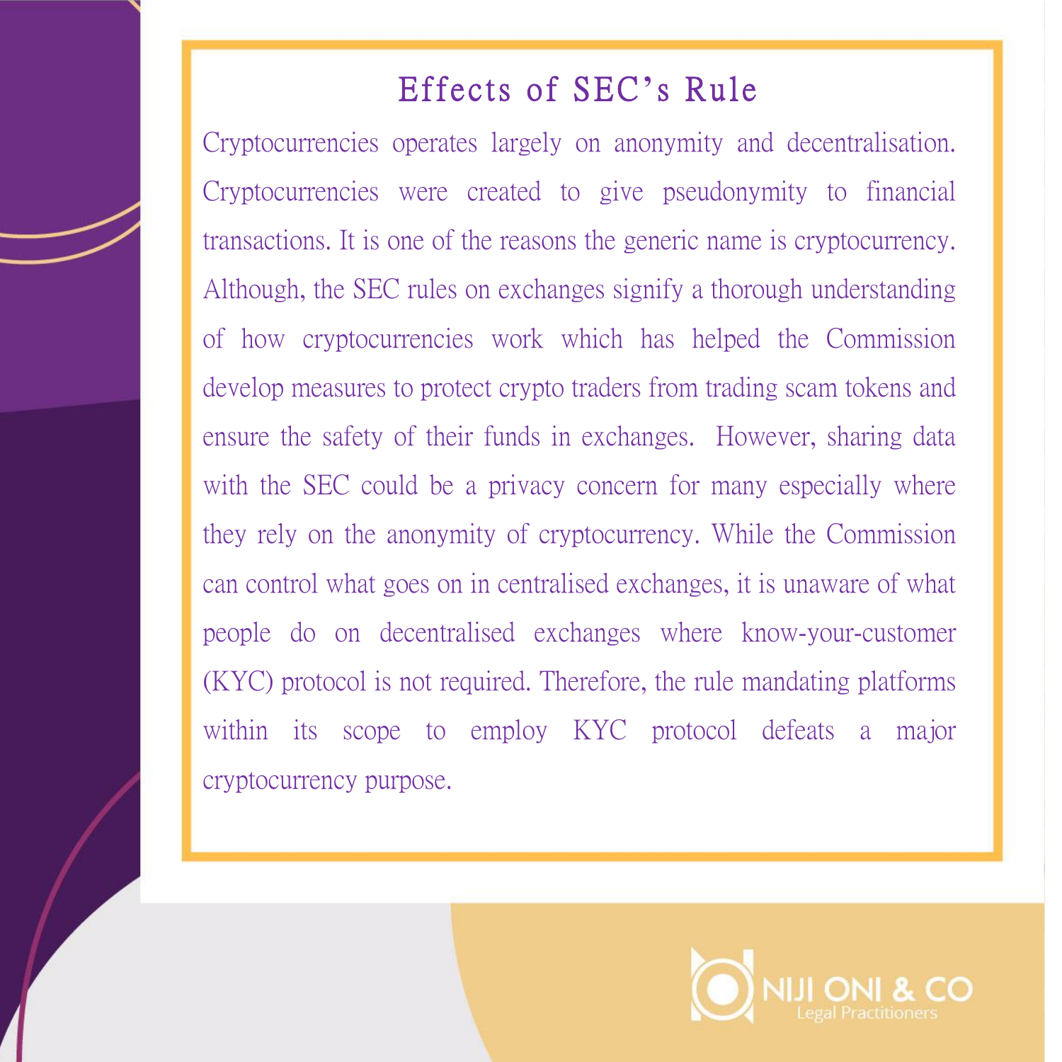# Effects of SEC's Rule

Cryptocurrencies operates largely on anonymity and decentralisation. Cryptocurrencies were created to give pseudonymity to financial transactions. It is one of the reasons the generic name is cryptocurrency. Although, the SEC rules on exchanges signify a thorough understanding of how cryptocurrencies work which has helped the Commission develop measures to protect crypto traders from trading scam tokens and ensure the safety of their funds in exchanges. However, sharing data with the SEC could be a privacy concern for many especially where they rely on the anonymity of cryptocurrency. While the Commission can control what goes on in centralised exchanges, it is unaware of what people do on decentralised exchanges where know-your-customer (KYC) protocol is not required. Therefore, the rule mandating platforms within its scope to employ KYC protocol defeats a major cryptocurrency purpose.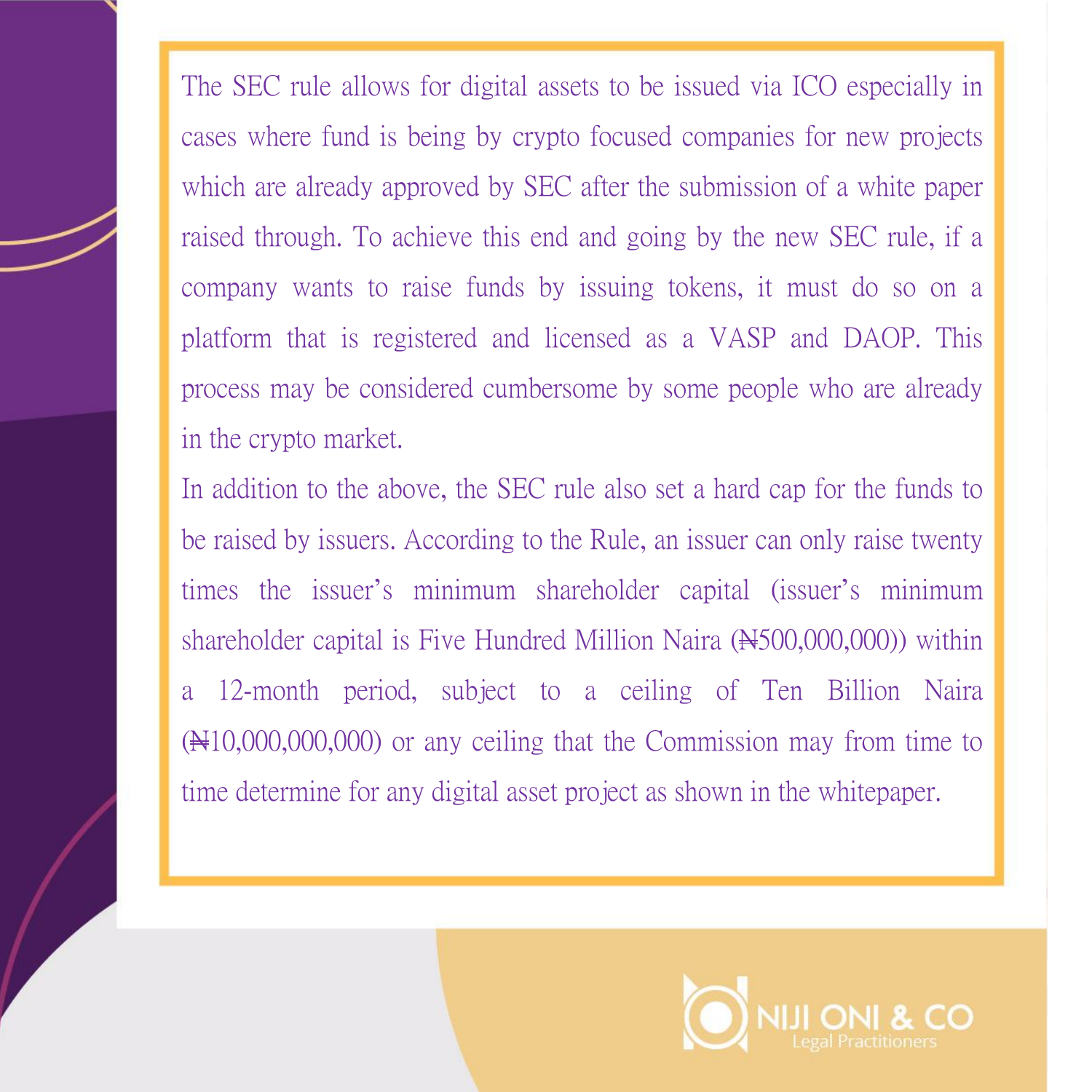The SEC rule allows for digital assets to be issued via ICO especially in cases where fund is being by crypto focused companies for new projects which are already approved by SEC after the submission of a white paper raised through. To achieve this end and going by the new SEC rule, if a company wants to raise funds by issuing tokens, it must do so on a platform that is registered and licensed as a VASP and DAOP. This process may be considered cumbersome by some people who are already in the crypto market.

In addition to the above, the SEC rule also set a hard cap for the funds to be raised by issuers. According to the Rule, an issuer can only raise twenty times the issuer's minimum shareholder capital (issuer's minimum shareholder capital is Five Hundred Million Naira (₦500,000,000)) within a 12-month period, subject to a ceiling of Ten Billion Naira (₦10,000,000,000) or any ceiling that the Commission may from time to time determine for any digital asset project as shown in the whitepaper.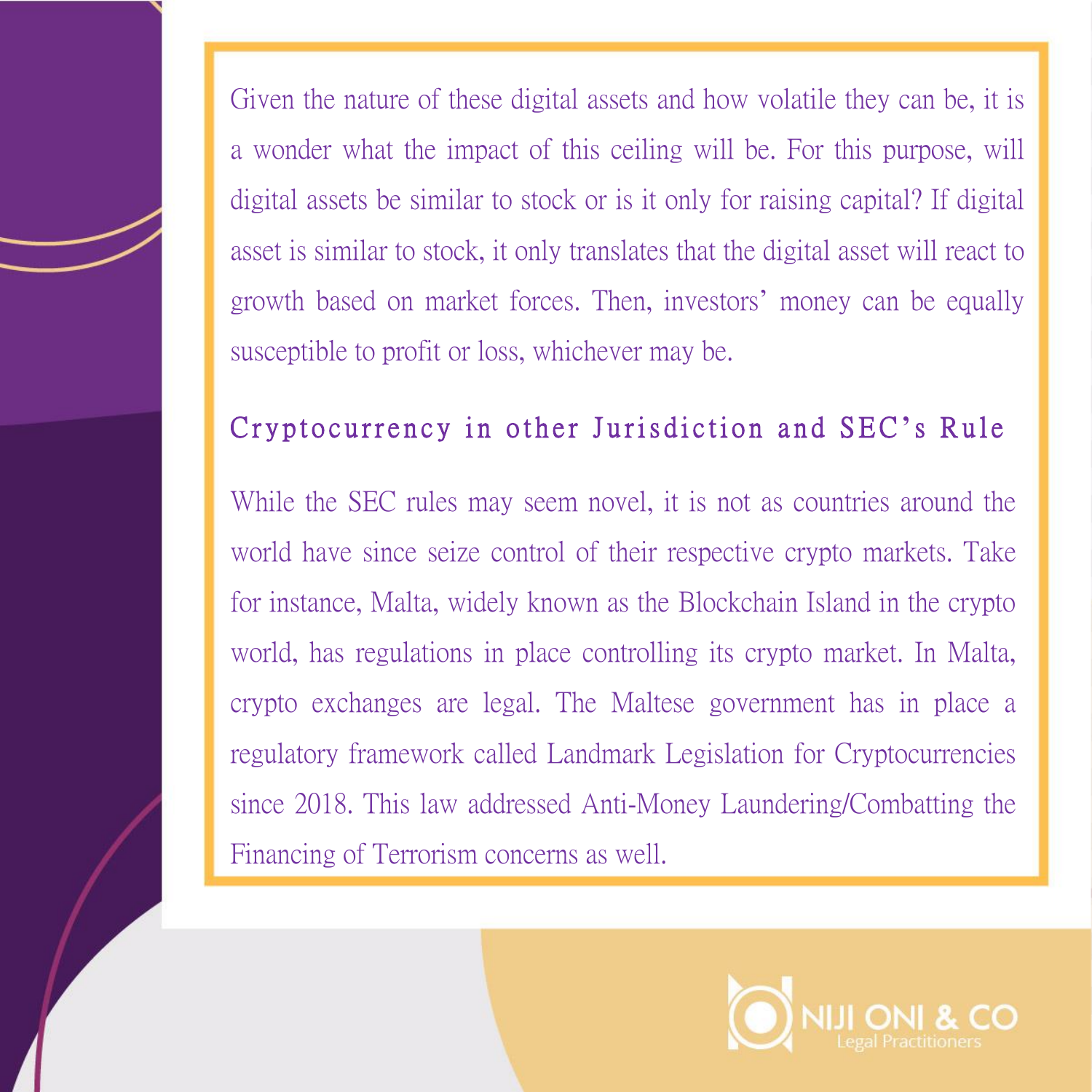Given the nature of these digital assets and how volatile they can be, it is a wonder what the impact of this ceiling will be. For this purpose, will digital assets be similar to stock or is it only for raising capital? If digital asset is similar to stock, it only translates that the digital asset will react to growth based on market forces. Then, investors' money can be equally susceptible to profit or loss, whichever may be.

## Cryptocurrency in other Jurisdiction and SEC's Rule

While the SEC rules may seem novel, it is not as countries around the world have since seize control of their respective crypto markets. Take for instance, Malta, widely known as the Blockchain Island in the crypto world, has regulations in place controlling its crypto market. In Malta, crypto exchanges are legal. The Maltese government has in place a regulatory framework called Landmark Legislation for Cryptocurrencies since 2018. This law addressed Anti-Money Laundering/Combatting the Financing of Terrorism concerns as well.

NIJI ONI & CO
Legal Practitioners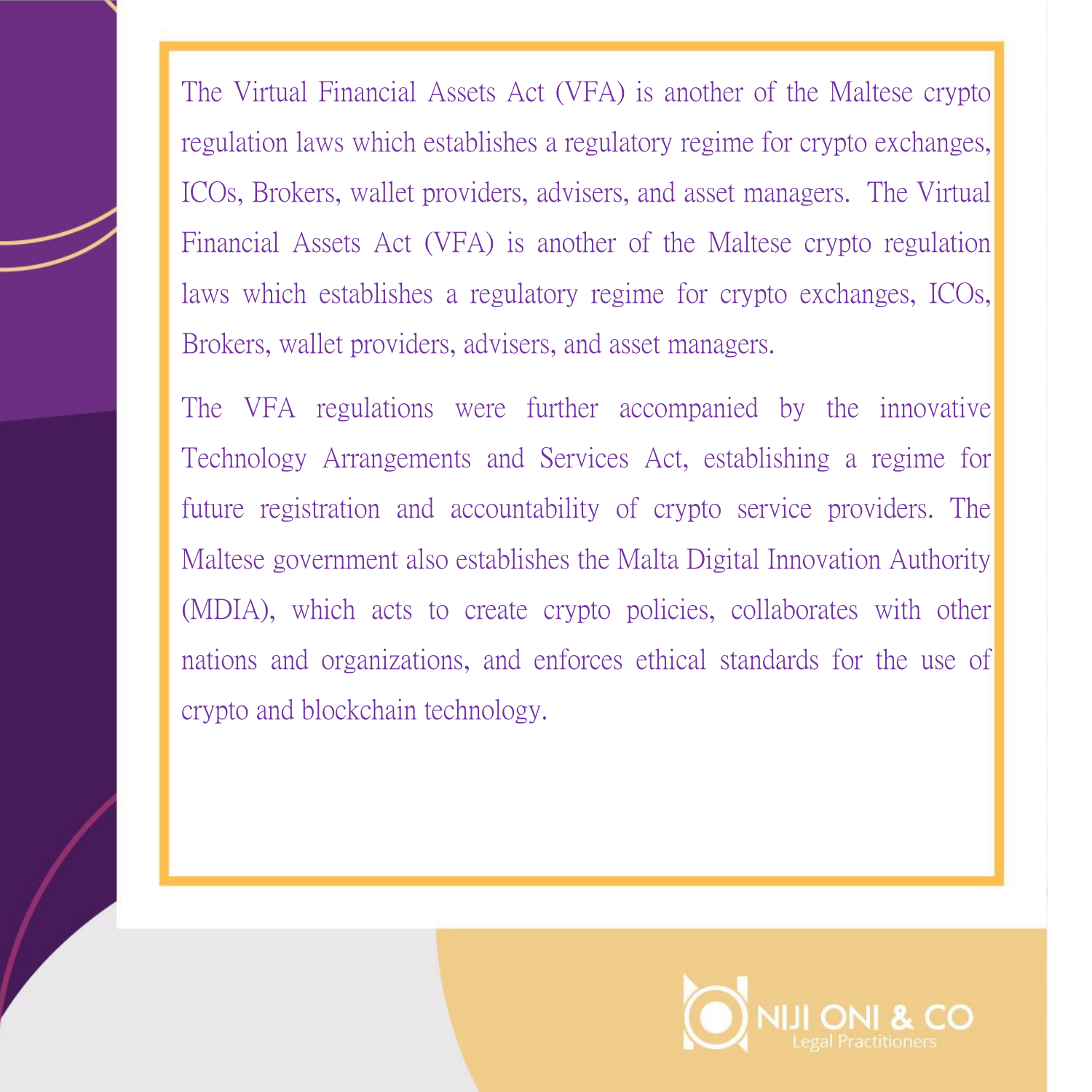The Virtual Financial Assets Act (VFA) is another of the Maltese crypto regulation laws which establishes a regulatory regime for crypto exchanges, ICOs, Brokers, wallet providers, advisers, and asset managers. The Virtual Financial Assets Act (VFA) is another of the Maltese crypto regulation laws which establishes a regulatory regime for crypto exchanges, ICOs, Brokers, wallet providers, advisers, and asset managers.

The VFA regulations were further accompanied by the innovative Technology Arrangements and Services Act, establishing a regime for future registration and accountability of crypto service providers. The Maltese government also establishes the Malta Digital Innovation Authority (MDIA), which acts to create crypto policies, collaborates with other nations and organizations, and enforces ethical standards for the use of crypto and blockchain technology.

NIJI ONI & CO
Legal Practitioners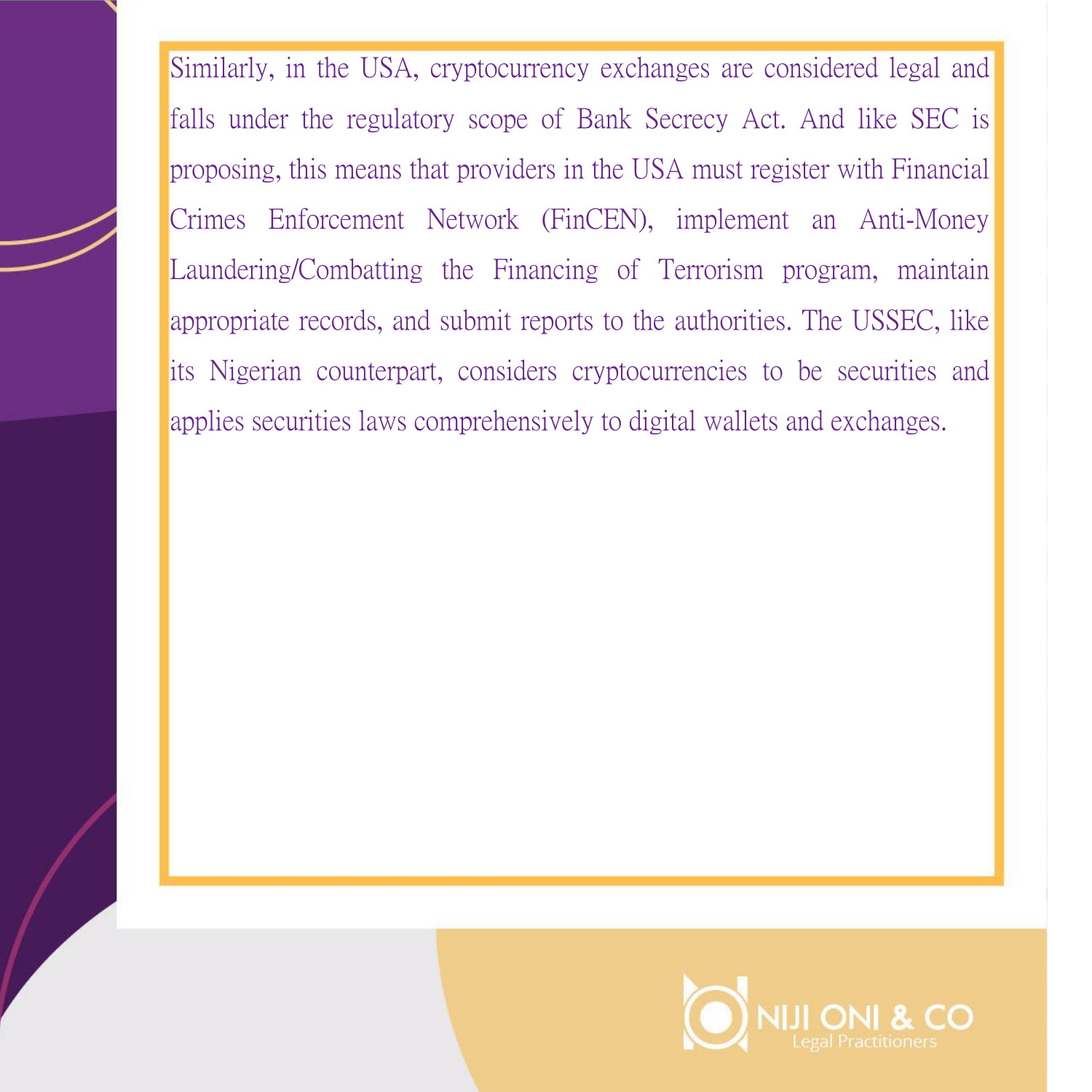Similarly, in the USA, cryptocurrency exchanges are considered legal and falls under the regulatory scope of Bank Secrecy Act. And like SEC is proposing, this means that providers in the USA must register with Financial Crimes Enforcement Network (FinCEN), implement an Anti-Money Laundering/Combatting the Financing of Terrorism program, maintain appropriate records, and submit reports to the authorities. The USSEC, like its Nigerian counterpart, considers cryptocurrencies to be securities and applies securities laws comprehensively to digital wallets and exchanges.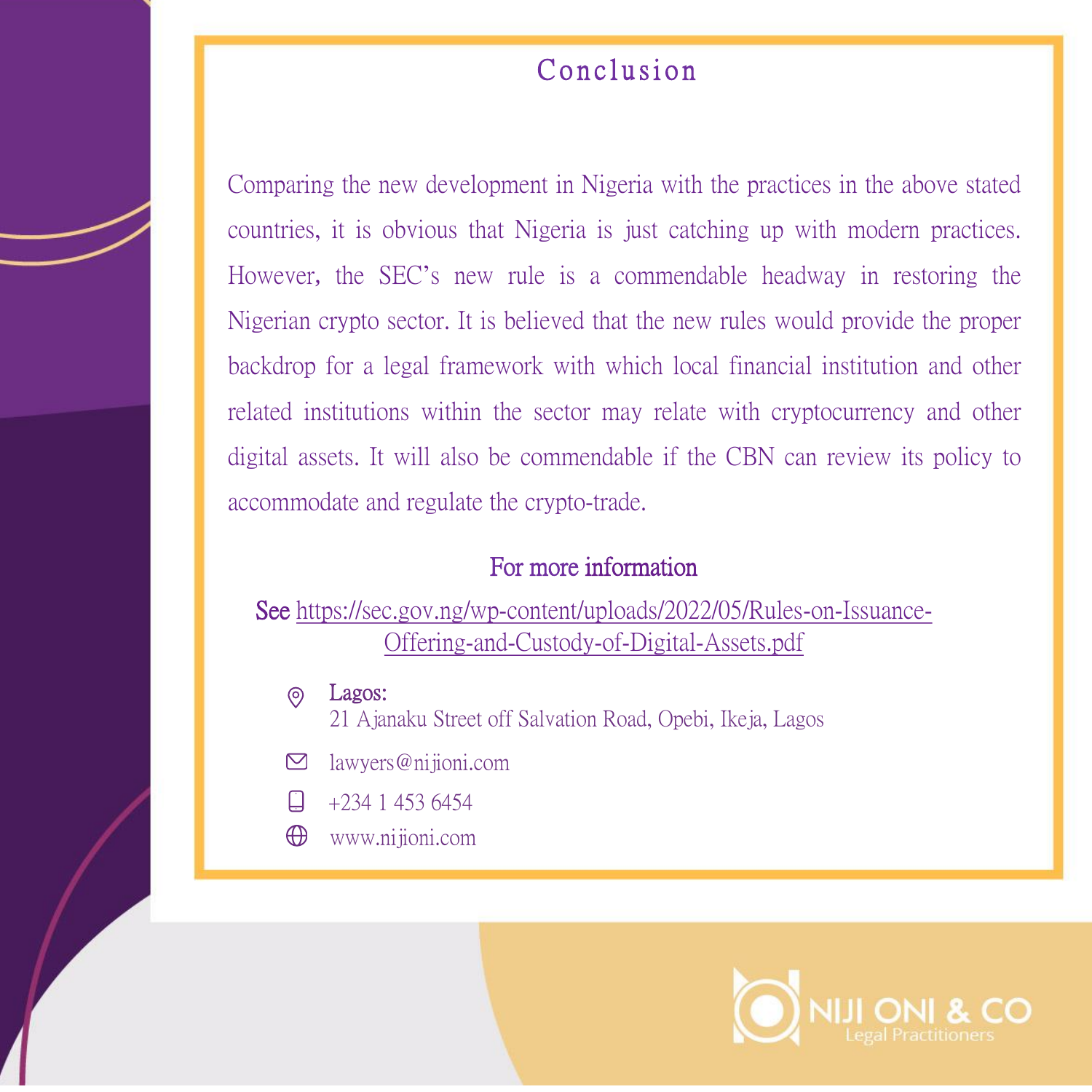## Conclusion

Comparing the new development in Nigeria with the practices in the above stated countries, it is obvious that Nigeria is just catching up with modern practices. However, the SEC's new rule is a commendable headway in restoring the Nigerian crypto sector. It is believed that the new rules would provide the proper backdrop for a legal framework with which local financial institution and other related institutions within the sector may relate with cryptocurrency and other digital assets. It will also be commendable if the CBN can review its policy to accommodate and regulate the crypto-trade.

### For more information

See https://sec.gov.ng/wp-content/uploads/2022/05/Rules-on-Issuance-Offering-and-Custody-of-Digital-Assets.pdf

**Lagos:**
21 Ajanaku Street off Salvation Road, Opebi, Ikeja, Lagos

lawyers@nijioni.com

+234 1 453 6454

www.nijioni.com

NIJI ONI & CO
Legal Practitioners